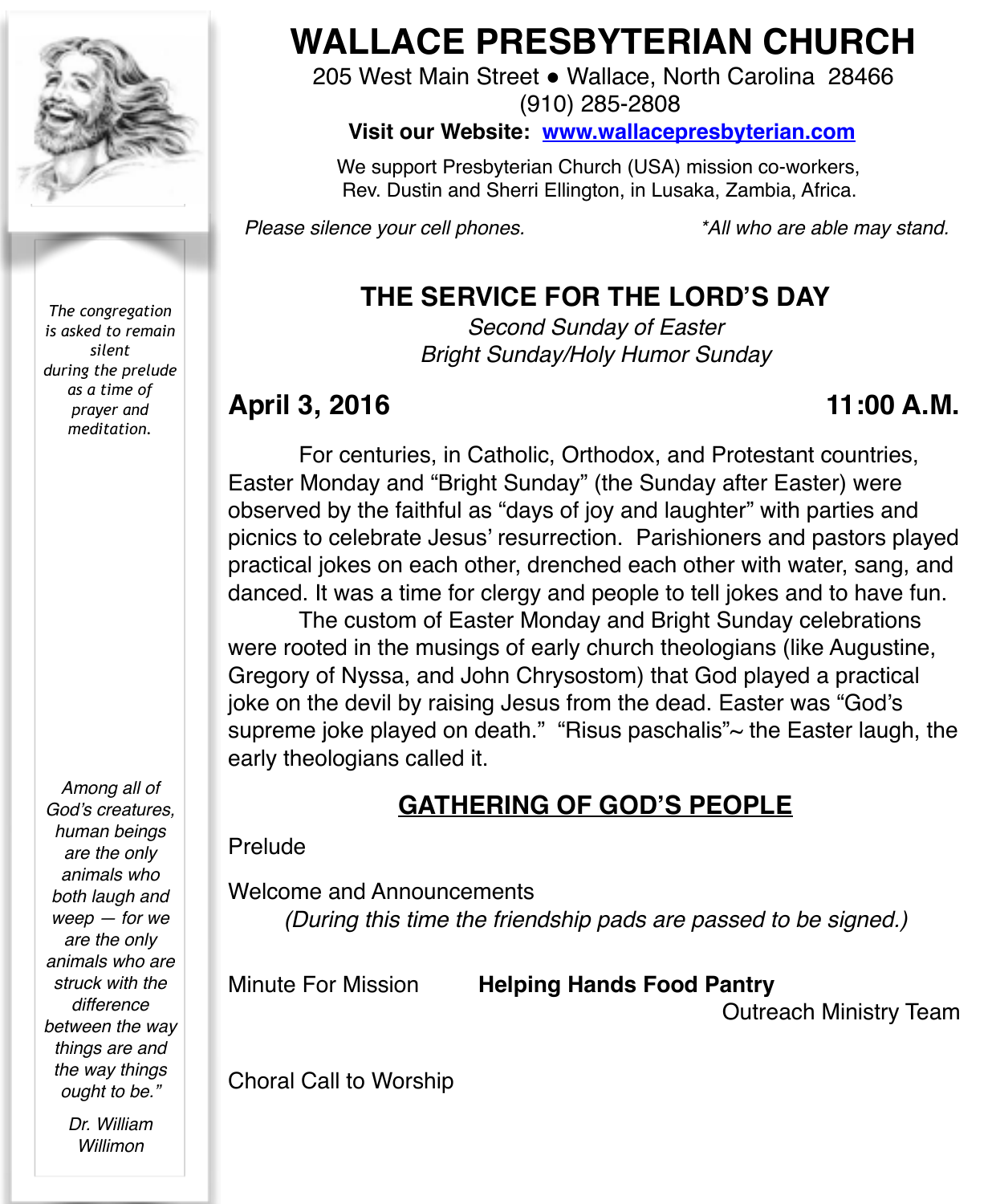# WALLACE PRESBYTERIAN CHURCH

205 West Main Street ● Wallace, North Carolina 28466
(910) 285-2808

**Visit our Website: [www.wallacepresbyterian.com](http://www.wallacepresbyterian.com)**

We support Presbyterian Church (USA) mission co-workers,
Rev. Dustin and Sherri Ellington, in Lusaka, Zambia, Africa.

*Please silence your cell phones.* *All who are able may stand.*

*The congregation is asked to remain silent during the prelude as a time of prayer and meditation.*

## THE SERVICE FOR THE LORD'S DAY

*Second Sunday of Easter*
*Bright Sunday/Holy Humor Sunday*

**April 3, 2016** **11:00 A.M.**

For centuries, in Catholic, Orthodox, and Protestant countries, Easter Monday and "Bright Sunday" (the Sunday after Easter) were observed by the faithful as "days of joy and laughter" with parties and picnics to celebrate Jesus' resurrection. Parishioners and pastors played practical jokes on each other, drenched each other with water, sang, and danced. It was a time for clergy and people to tell jokes and to have fun.

The custom of Easter Monday and Bright Sunday celebrations were rooted in the musings of early church theologians (like Augustine, Gregory of Nyssa, and John Chrysostom) that God played a practical joke on the devil by raising Jesus from the dead. Easter was "God's supreme joke played on death." "Risus paschalis"~ the Easter laugh, the early theologians called it.

## GATHERING OF GOD'S PEOPLE

Prelude

Welcome and Announcements
*(During this time the friendship pads are passed to be signed.)*

Minute For Mission **Helping Hands Food Pantry**
Outreach Ministry Team

Choral Call to Worship

*Among all of God's creatures, human beings are the only animals who both laugh and weep — for we are the only animals who are struck with the difference between the way things are and the way things ought to be."*

*Dr. William Willimon*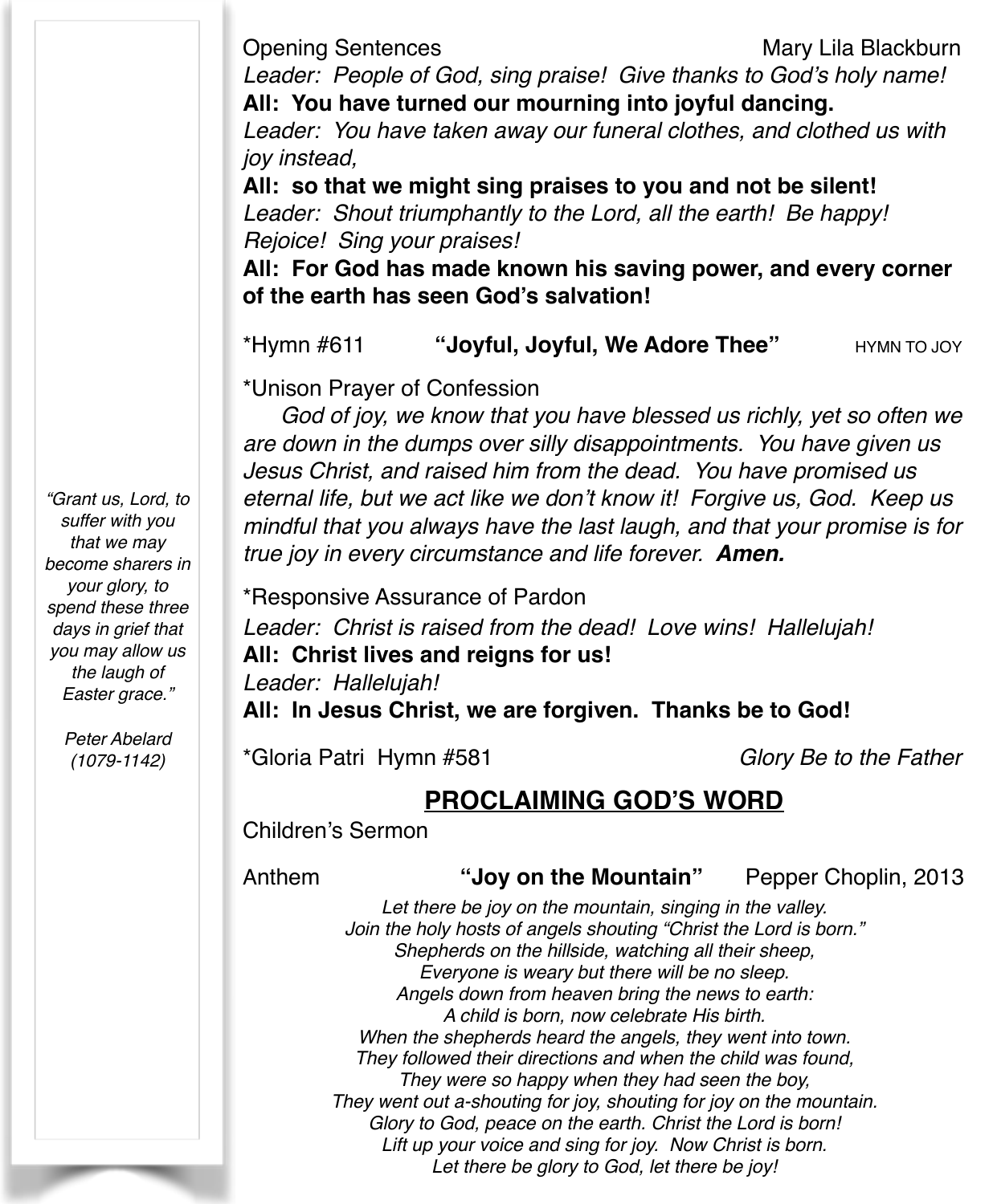Opening Sentences Mary Lila Blackburn

*Leader: People of God, sing praise! Give thanks to God's holy name!*

**All: You have turned our mourning into joyful dancing.**

*Leader: You have taken away our funeral clothes, and clothed us with joy instead,*

**All: so that we might sing praises to you and not be silent!**

*Leader: Shout triumphantly to the Lord, all the earth! Be happy! Rejoice! Sing your praises!*

**All: For God has made known his saving power, and every corner of the earth has seen God's salvation!**

*Hymn #611 **"Joyful, Joyful, We Adore Thee"** HYMN TO JOY

*Unison Prayer of Confession

*God of joy, we know that you have blessed us richly, yet so often we are down in the dumps over silly disappointments. You have given us Jesus Christ, and raised him from the dead. You have promised us eternal life, but we act like we don't know it! Forgive us, God. Keep us mindful that you always have the last laugh, and that your promise is for true joy in every circumstance and life forever.* ***Amen.***

*Responsive Assurance of Pardon

*Leader: Christ is raised from the dead! Love wins! Hallelujah!*

**All: Christ lives and reigns for us!**

*Leader: Hallelujah!*

**All: In Jesus Christ, we are forgiven. Thanks be to God!**

*Gloria Patri Hymn #581 *Glory Be to the Father*

## PROCLAIMING GOD'S WORD

Children's Sermon

Anthem **"Joy on the Mountain"** Pepper Choplin, 2013

*Let there be joy on the mountain, singing in the valley.*
*Join the holy hosts of angels shouting "Christ the Lord is born."*
*Shepherds on the hillside, watching all their sheep,*
*Everyone is weary but there will be no sleep.*
*Angels down from heaven bring the news to earth:*
*A child is born, now celebrate His birth.*
*When the shepherds heard the angels, they went into town.*
*They followed their directions and when the child was found,*
*They were so happy when they had seen the boy,*
*They went out a-shouting for joy, shouting for joy on the mountain.*
*Glory to God, peace on the earth. Christ the Lord is born!*
*Lift up your voice and sing for joy. Now Christ is born.*
*Let there be glory to God, let there be joy!*

*"Grant us, Lord, to suffer with you that we may become sharers in your glory, to spend these three days in grief that you may allow us the laugh of Easter grace."*

*Peter Abelard (1079-1142)*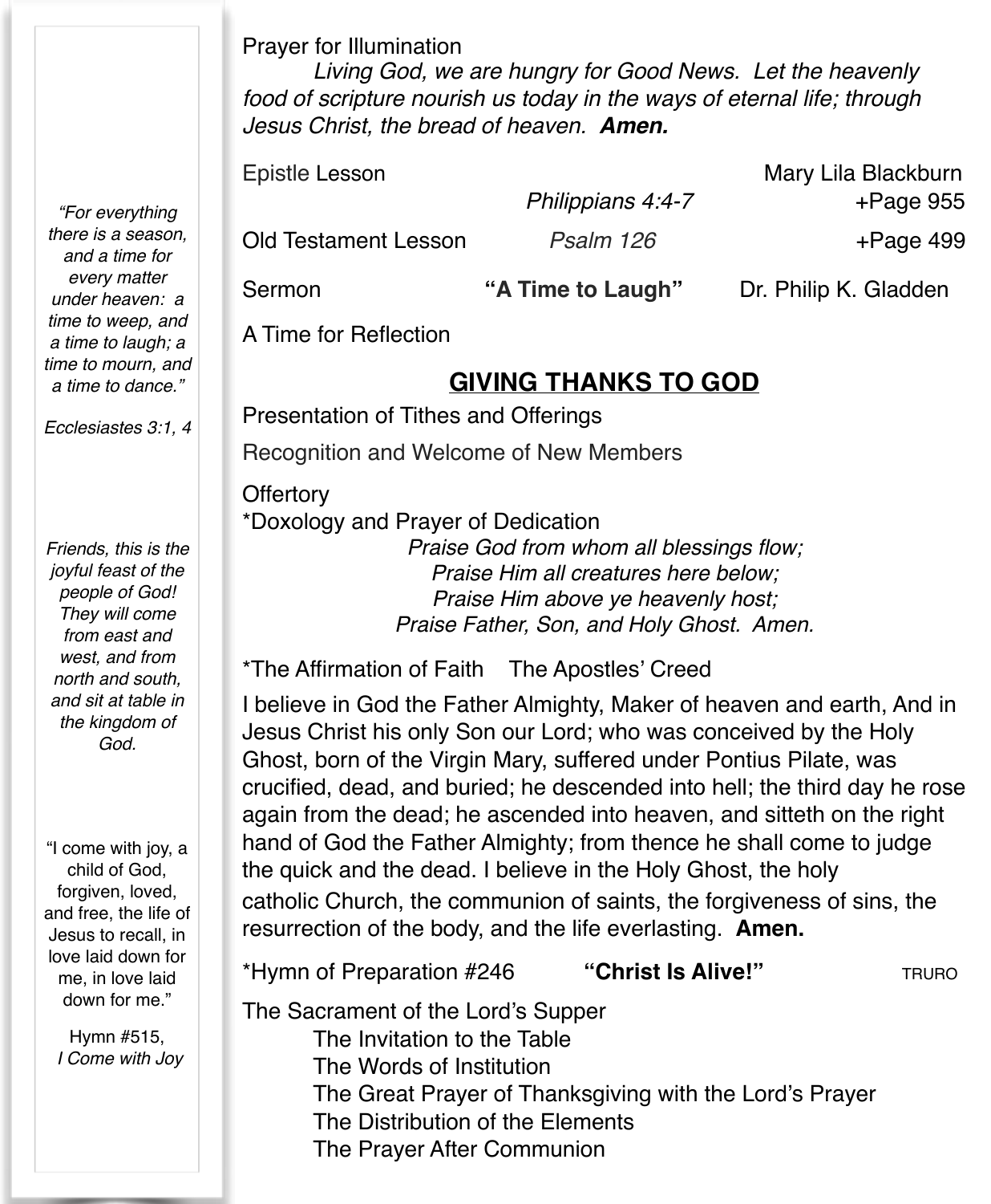Prayer for Illumination

*Living God, we are hungry for Good News. Let the heavenly food of scripture nourish us today in the ways of eternal life; through Jesus Christ, the bread of heaven.* ***Amen.***

Epistle Lesson — Mary Lila Blackburn
*Philippians 4:4-7* — +Page 955

Old Testament Lesson — *Psalm 126* — +Page 499

Sermon — **"A Time to Laugh"** — Dr. Philip K. Gladden

A Time for Reflection

## GIVING THANKS TO GOD

Presentation of Tithes and Offerings

Recognition and Welcome of New Members

Offertory

*Doxology and Prayer of Dedication

*Praise God from whom all blessings flow;*
*Praise Him all creatures here below;*
*Praise Him above ye heavenly host;*
*Praise Father, Son, and Holy Ghost. Amen.*

*The Affirmation of Faith — The Apostles' Creed

I believe in God the Father Almighty, Maker of heaven and earth, And in Jesus Christ his only Son our Lord; who was conceived by the Holy Ghost, born of the Virgin Mary, suffered under Pontius Pilate, was crucified, dead, and buried; he descended into hell; the third day he rose again from the dead; he ascended into heaven, and sitteth on the right hand of God the Father Almighty; from thence he shall come to judge the quick and the dead. I believe in the Holy Ghost, the holy catholic Church, the communion of saints, the forgiveness of sins, the resurrection of the body, and the life everlasting. **Amen.**

*Hymn of Preparation #246 — **"Christ Is Alive!"** — TRURO

The Sacrament of the Lord's Supper

- The Invitation to the Table
- The Words of Institution
- The Great Prayer of Thanksgiving with the Lord's Prayer
- The Distribution of the Elements
- The Prayer After Communion

---

*"For everything there is a season, and a time for every matter under heaven: a time to weep, and a time to laugh; a time to mourn, and a time to dance."*

*Ecclesiastes 3:1, 4*

*Friends, this is the joyful feast of the people of God! They will come from east and west, and from north and south, and sit at table in the kingdom of God.*

"I come with joy, a child of God, forgiven, loved, and free, the life of Jesus to recall, in love laid down for me, in love laid down for me."

Hymn #515, *I Come with Joy*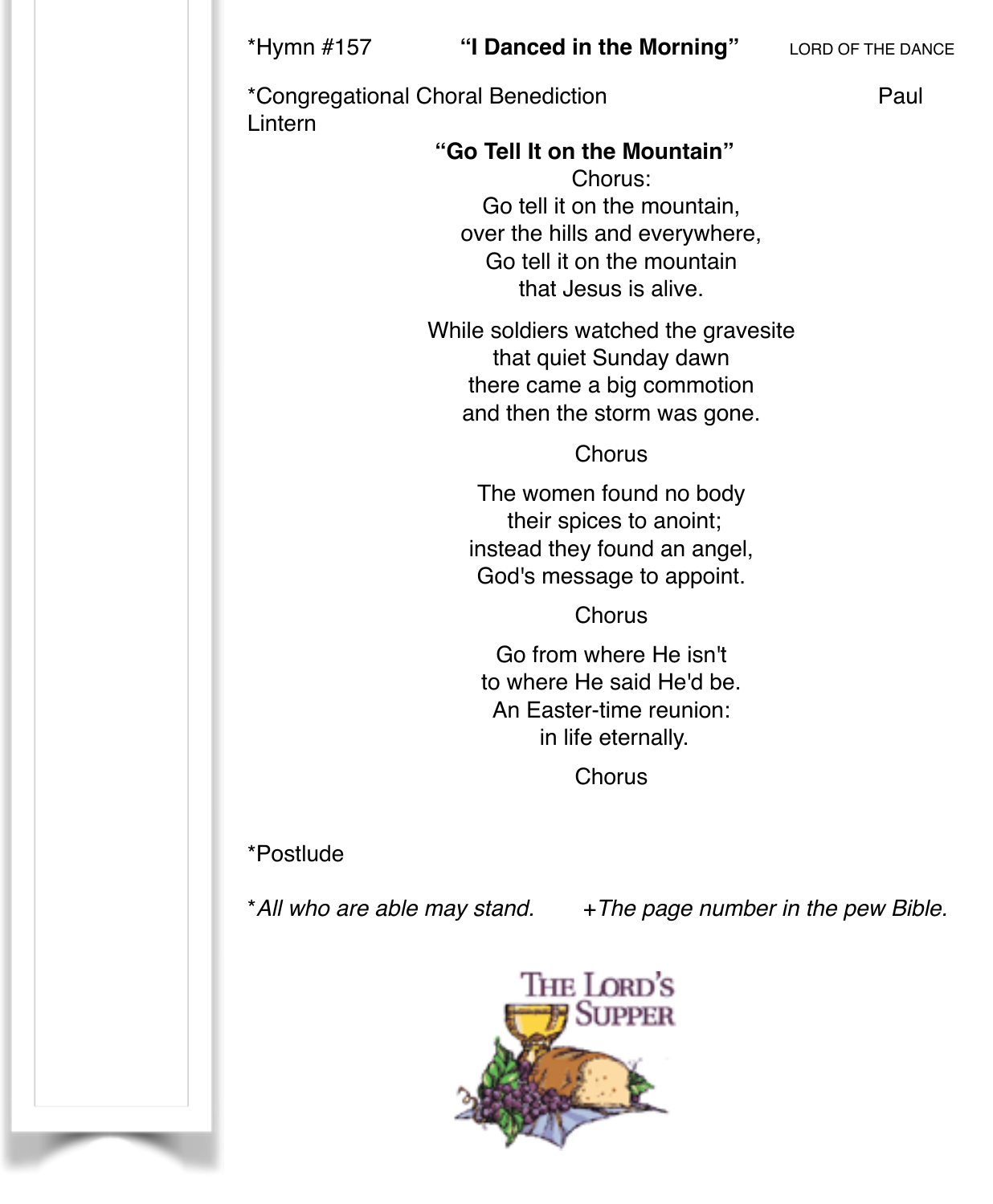*Hymn #157 **"I Danced in the Morning"** LORD OF THE DANCE

*Congregational Choral Benediction Paul Lintern

**"Go Tell It on the Mountain"**

Chorus:
Go tell it on the mountain,
over the hills and everywhere,
Go tell it on the mountain
that Jesus is alive.

While soldiers watched the gravesite
that quiet Sunday dawn
there came a big commotion
and then the storm was gone.

Chorus

The women found no body
their spices to anoint;
instead they found an angel,
God's message to appoint.

Chorus

Go from where He isn't
to where He said He'd be.
An Easter-time reunion:
in life eternally.

Chorus

*Postlude

**All who are able may stand.* *+The page number in the pew Bible.*

THE LORD'S SUPPER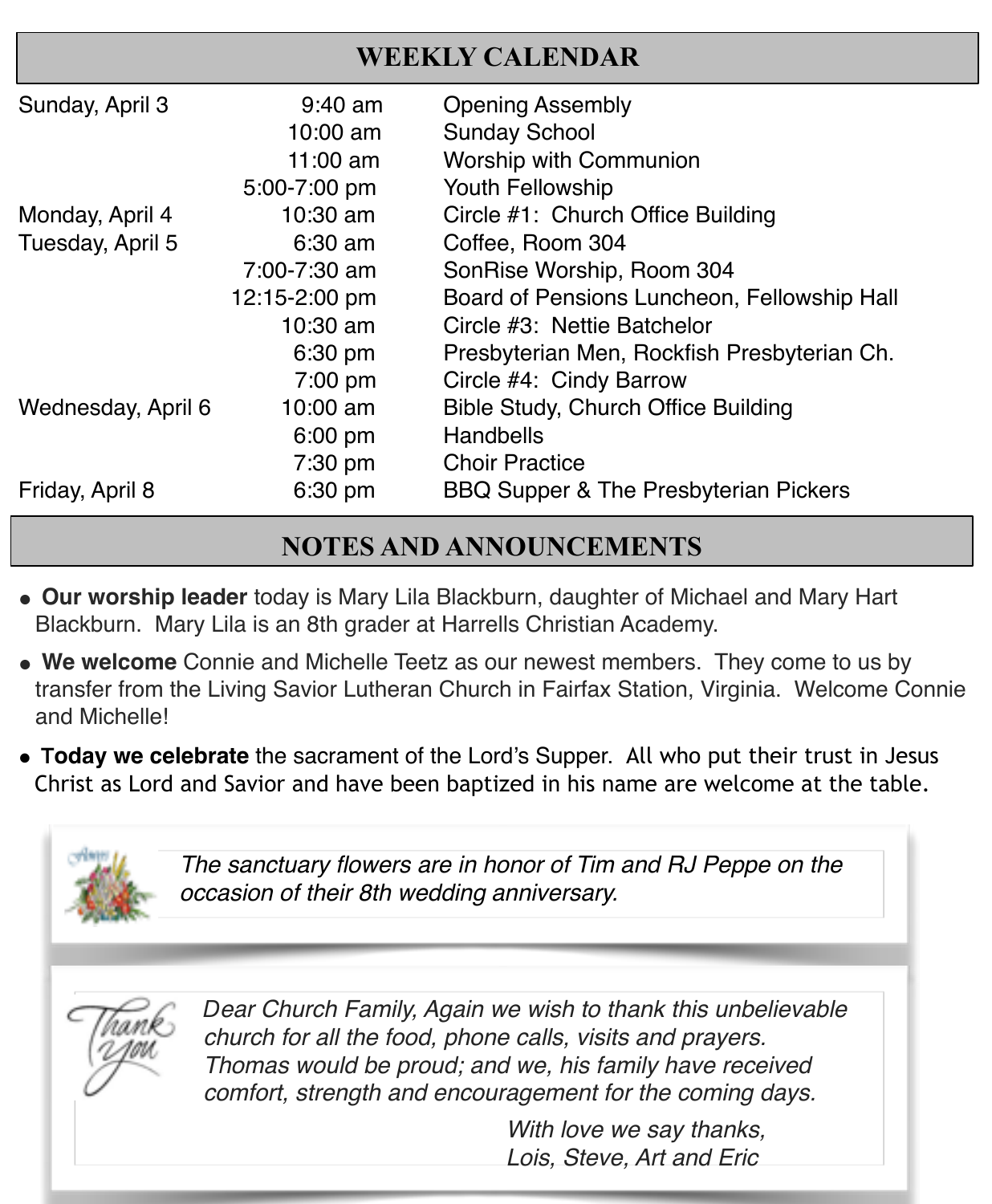## WEEKLY CALENDAR

| | | |
|---|---|---|
| Sunday, April 3 | 9:40 am | Opening Assembly |
| | 10:00 am | Sunday School |
| | 11:00 am | Worship with Communion |
| | 5:00-7:00 pm | Youth Fellowship |
| Monday, April 4 | 10:30 am | Circle #1: Church Office Building |
| Tuesday, April 5 | 6:30 am | Coffee, Room 304 |
| | 7:00-7:30 am | SonRise Worship, Room 304 |
| | 12:15-2:00 pm | Board of Pensions Luncheon, Fellowship Hall |
| | 10:30 am | Circle #3: Nettie Batchelor |
| | 6:30 pm | Presbyterian Men, Rockfish Presbyterian Ch. |
| | 7:00 pm | Circle #4: Cindy Barrow |
| Wednesday, April 6 | 10:00 am | Bible Study, Church Office Building |
| | 6:00 pm | Handbells |
| | 7:30 pm | Choir Practice |
| Friday, April 8 | 6:30 pm | BBQ Supper & The Presbyterian Pickers |

## NOTES AND ANNOUNCEMENTS

- **Our worship leader** today is Mary Lila Blackburn, daughter of Michael and Mary Hart Blackburn. Mary Lila is an 8th grader at Harrells Christian Academy.
- **We welcome** Connie and Michelle Teetz as our newest members. They come to us by transfer from the Living Savior Lutheran Church in Fairfax Station, Virginia. Welcome Connie and Michelle!
- **Today we celebrate** the sacrament of the Lord's Supper. All who put their trust in Jesus Christ as Lord and Savior and have been baptized in his name are welcome at the table.

*The sanctuary flowers are in honor of Tim and RJ Peppe on the occasion of their 8th wedding anniversary.*

*Dear Church Family, Again we wish to thank this unbelievable church for all the food, phone calls, visits and prayers. Thomas would be proud; and we, his family have received comfort, strength and encouragement for the coming days.*

*With love we say thanks,*
*Lois, Steve, Art and Eric*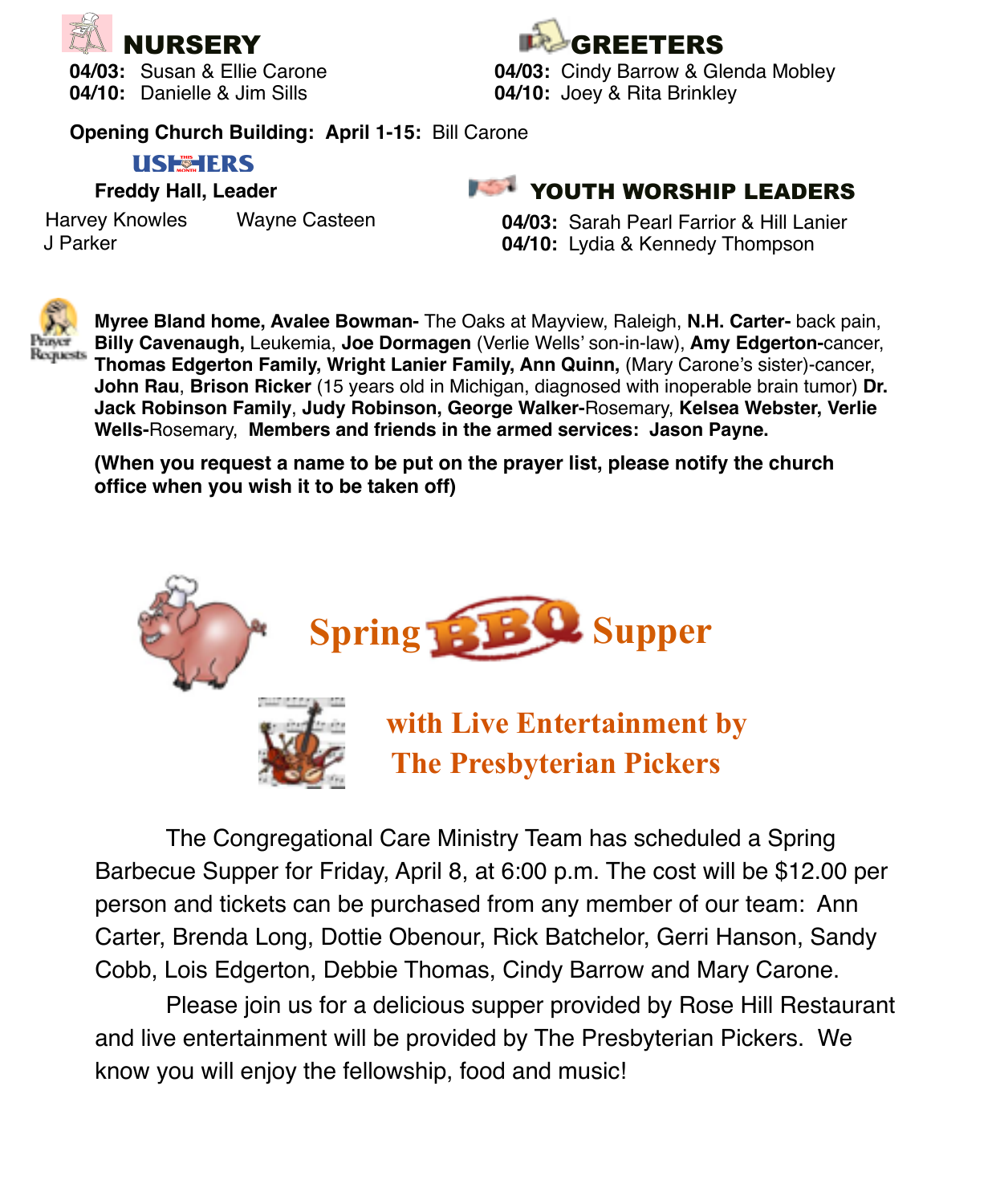## NURSERY

**04/03:** Susan & Ellie Carone
**04/10:** Danielle & Jim Sills

## GREETERS

**04/03:** Cindy Barrow & Glenda Mobley
**04/10:** Joey & Rita Brinkley

**Opening Church Building: April 1-15:** Bill Carone

## USHERS

**Freddy Hall, Leader**

Harvey Knowles Wayne Casteen
J Parker

## YOUTH WORSHIP LEADERS

**04/03:** Sarah Pearl Farrior & Hill Lanier
**04/10:** Lydia & Kennedy Thompson

Prayer Requests

**Myree Bland home, Avalee Bowman-** The Oaks at Mayview, Raleigh, **N.H. Carter-** back pain, **Billy Cavenaugh,** Leukemia, **Joe Dormagen** (Verlie Wells' son-in-law), **Amy Edgerton-**cancer, **Thomas Edgerton Family, Wright Lanier Family, Ann Quinn,** (Mary Carone's sister)-cancer, **John Rau**, **Brison Ricker** (15 years old in Michigan, diagnosed with inoperable brain tumor) **Dr. Jack Robinson Family**, **Judy Robinson, George Walker-**Rosemary, **Kelsea Webster, Verlie Wells-**Rosemary, **Members and friends in the armed services: Jason Payne.**

**(When you request a name to be put on the prayer list, please notify the church office when you wish it to be taken off)**

# Spring BBQ Supper

## with Live Entertainment by The Presbyterian Pickers

The Congregational Care Ministry Team has scheduled a Spring Barbecue Supper for Friday, April 8, at 6:00 p.m. The cost will be $12.00 per person and tickets can be purchased from any member of our team: Ann Carter, Brenda Long, Dottie Obenour, Rick Batchelor, Gerri Hanson, Sandy Cobb, Lois Edgerton, Debbie Thomas, Cindy Barrow and Mary Carone.

Please join us for a delicious supper provided by Rose Hill Restaurant and live entertainment will be provided by The Presbyterian Pickers. We know you will enjoy the fellowship, food and music!